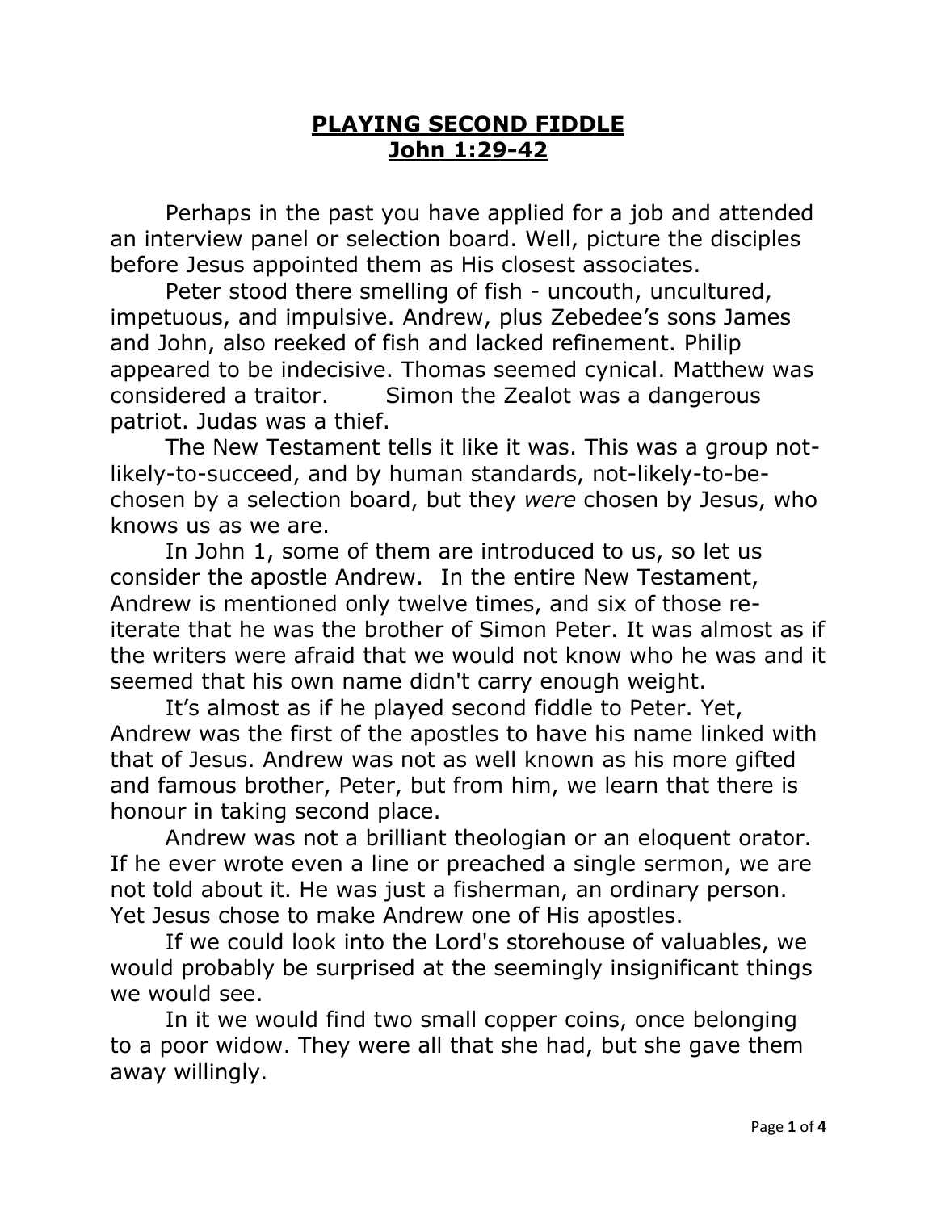# **PLAYING SECOND FIDDLE**
# **John 1:29-42**

Perhaps in the past you have applied for a job and attended an interview panel or selection board. Well, picture the disciples before Jesus appointed them as His closest associates.

Peter stood there smelling of fish - uncouth, uncultured, impetuous, and impulsive. Andrew, plus Zebedee's sons James and John, also reeked of fish and lacked refinement. Philip appeared to be indecisive. Thomas seemed cynical. Matthew was considered a traitor. Simon the Zealot was a dangerous patriot. Judas was a thief.

The New Testament tells it like it was. This was a group not-likely-to-succeed, and by human standards, not-likely-to-be-chosen by a selection board, but they *were* chosen by Jesus, who knows us as we are.

In John 1, some of them are introduced to us, so let us consider the apostle Andrew. In the entire New Testament, Andrew is mentioned only twelve times, and six of those re-iterate that he was the brother of Simon Peter. It was almost as if the writers were afraid that we would not know who he was and it seemed that his own name didn't carry enough weight.

It's almost as if he played second fiddle to Peter. Yet, Andrew was the first of the apostles to have his name linked with that of Jesus. Andrew was not as well known as his more gifted and famous brother, Peter, but from him, we learn that there is honour in taking second place.

Andrew was not a brilliant theologian or an eloquent orator. If he ever wrote even a line or preached a single sermon, we are not told about it. He was just a fisherman, an ordinary person. Yet Jesus chose to make Andrew one of His apostles.

If we could look into the Lord's storehouse of valuables, we would probably be surprised at the seemingly insignificant things we would see.

In it we would find two small copper coins, once belonging to a poor widow. They were all that she had, but she gave them away willingly.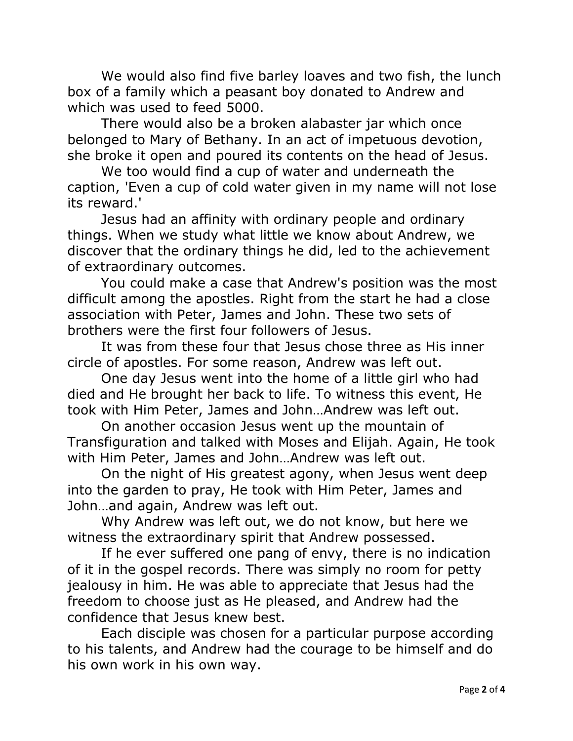We would also find five barley loaves and two fish, the lunch box of a family which a peasant boy donated to Andrew and which was used to feed 5000.

There would also be a broken alabaster jar which once belonged to Mary of Bethany. In an act of impetuous devotion, she broke it open and poured its contents on the head of Jesus.

We too would find a cup of water and underneath the caption, 'Even a cup of cold water given in my name will not lose its reward.'

Jesus had an affinity with ordinary people and ordinary things. When we study what little we know about Andrew, we discover that the ordinary things he did, led to the achievement of extraordinary outcomes.

You could make a case that Andrew's position was the most difficult among the apostles. Right from the start he had a close association with Peter, James and John. These two sets of brothers were the first four followers of Jesus.

It was from these four that Jesus chose three as His inner circle of apostles. For some reason, Andrew was left out.

One day Jesus went into the home of a little girl who had died and He brought her back to life. To witness this event, He took with Him Peter, James and John…Andrew was left out.

On another occasion Jesus went up the mountain of Transfiguration and talked with Moses and Elijah. Again, He took with Him Peter, James and John…Andrew was left out.

On the night of His greatest agony, when Jesus went deep into the garden to pray, He took with Him Peter, James and John…and again, Andrew was left out.

Why Andrew was left out, we do not know, but here we witness the extraordinary spirit that Andrew possessed.

If he ever suffered one pang of envy, there is no indication of it in the gospel records. There was simply no room for petty jealousy in him. He was able to appreciate that Jesus had the freedom to choose just as He pleased, and Andrew had the confidence that Jesus knew best.

Each disciple was chosen for a particular purpose according to his talents, and Andrew had the courage to be himself and do his own work in his own way.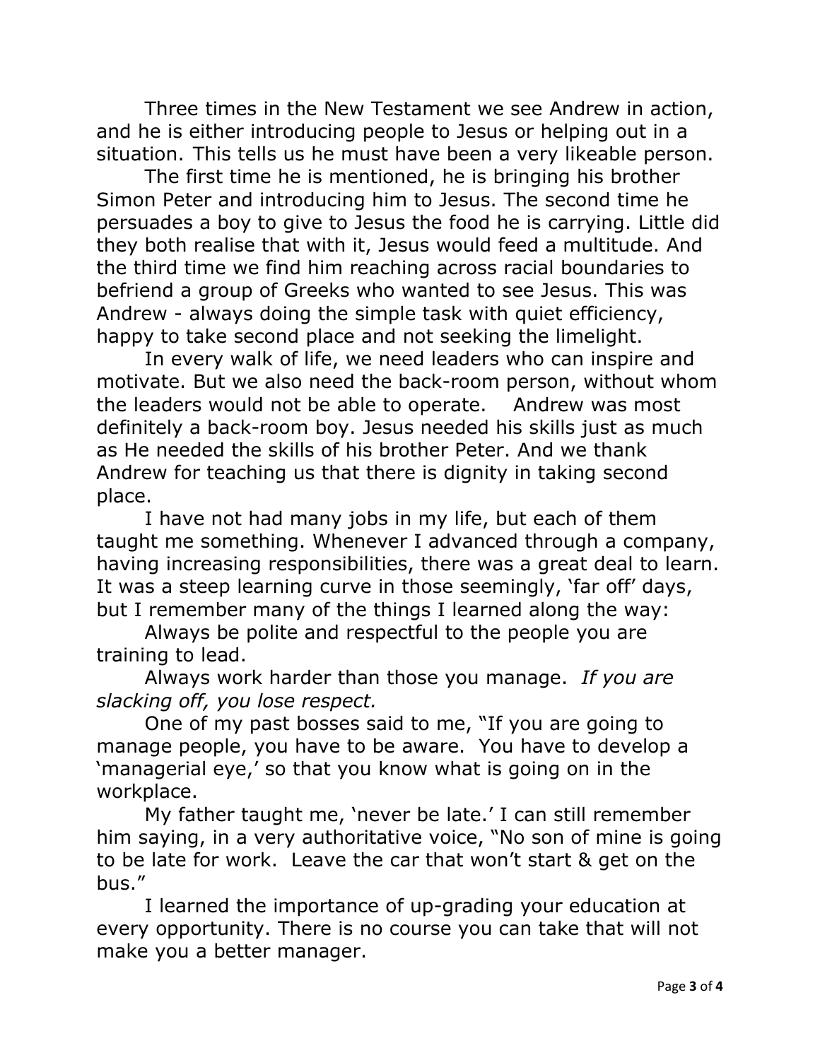Three times in the New Testament we see Andrew in action, and he is either introducing people to Jesus or helping out in a situation. This tells us he must have been a very likeable person.

The first time he is mentioned, he is bringing his brother Simon Peter and introducing him to Jesus. The second time he persuades a boy to give to Jesus the food he is carrying. Little did they both realise that with it, Jesus would feed a multitude. And the third time we find him reaching across racial boundaries to befriend a group of Greeks who wanted to see Jesus. This was Andrew - always doing the simple task with quiet efficiency, happy to take second place and not seeking the limelight.

In every walk of life, we need leaders who can inspire and motivate. But we also need the back-room person, without whom the leaders would not be able to operate. Andrew was most definitely a back-room boy. Jesus needed his skills just as much as He needed the skills of his brother Peter. And we thank Andrew for teaching us that there is dignity in taking second place.

I have not had many jobs in my life, but each of them taught me something. Whenever I advanced through a company, having increasing responsibilities, there was a great deal to learn. It was a steep learning curve in those seemingly, 'far off' days, but I remember many of the things I learned along the way:

Always be polite and respectful to the people you are training to lead.

Always work harder than those you manage. *If you are slacking off, you lose respect.*

One of my past bosses said to me, "If you are going to manage people, you have to be aware. You have to develop a 'managerial eye,' so that you know what is going on in the workplace.

My father taught me, 'never be late.' I can still remember him saying, in a very authoritative voice, "No son of mine is going to be late for work. Leave the car that won't start & get on the bus."

I learned the importance of up-grading your education at every opportunity. There is no course you can take that will not make you a better manager.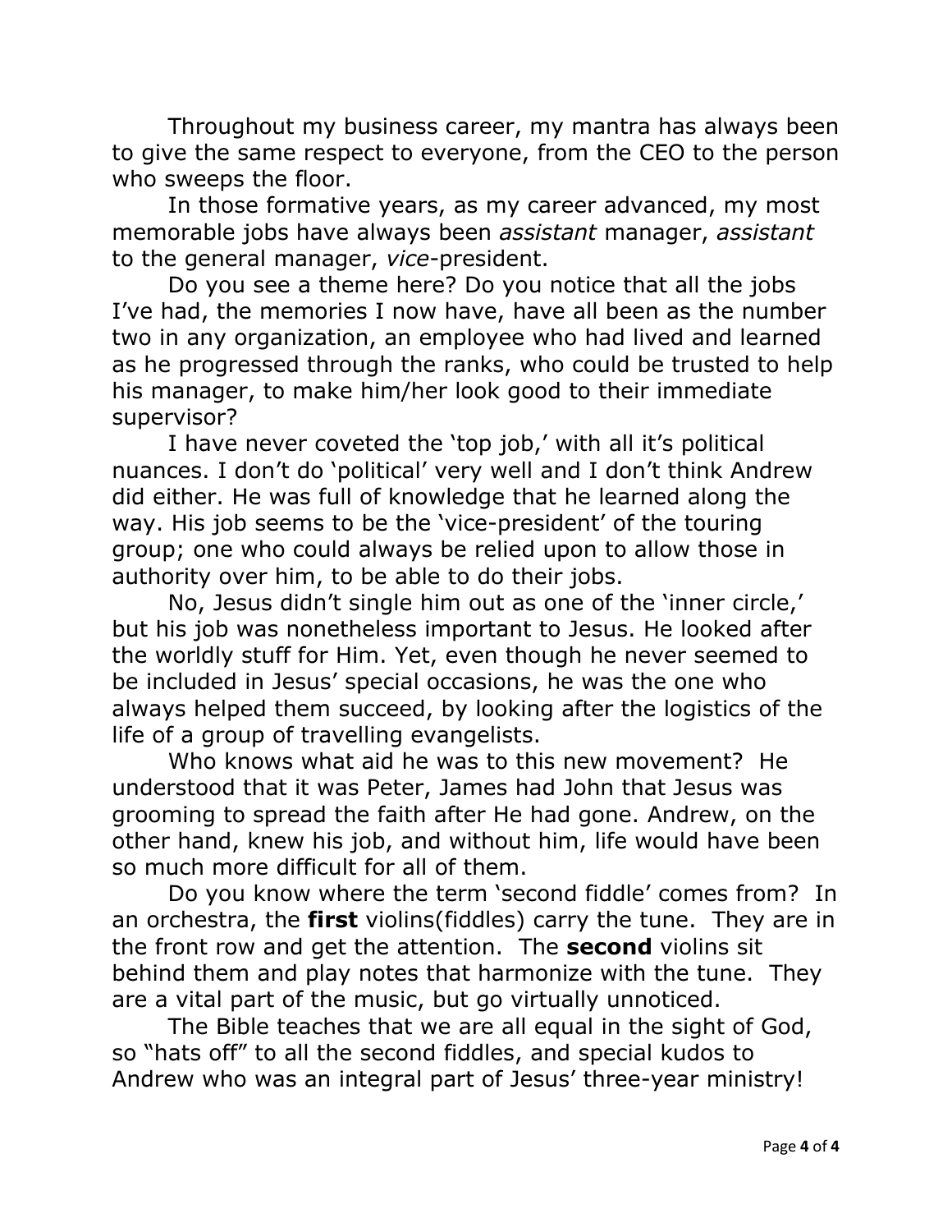Throughout my business career, my mantra has always been to give the same respect to everyone, from the CEO to the person who sweeps the floor.

In those formative years, as my career advanced, my most memorable jobs have always been *assistant* manager, *assistant* to the general manager, *vice*-president.

Do you see a theme here? Do you notice that all the jobs I've had, the memories I now have, have all been as the number two in any organization, an employee who had lived and learned as he progressed through the ranks, who could be trusted to help his manager, to make him/her look good to their immediate supervisor?

I have never coveted the 'top job,' with all it's political nuances. I don't do 'political' very well and I don't think Andrew did either. He was full of knowledge that he learned along the way. His job seems to be the 'vice-president' of the touring group; one who could always be relied upon to allow those in authority over him, to be able to do their jobs.

No, Jesus didn't single him out as one of the 'inner circle,' but his job was nonetheless important to Jesus. He looked after the worldly stuff for Him. Yet, even though he never seemed to be included in Jesus' special occasions, he was the one who always helped them succeed, by looking after the logistics of the life of a group of travelling evangelists.

Who knows what aid he was to this new movement? He understood that it was Peter, James had John that Jesus was grooming to spread the faith after He had gone. Andrew, on the other hand, knew his job, and without him, life would have been so much more difficult for all of them.

Do you know where the term 'second fiddle' comes from? In an orchestra, the **first** violins(fiddles) carry the tune. They are in the front row and get the attention. The **second** violins sit behind them and play notes that harmonize with the tune. They are a vital part of the music, but go virtually unnoticed.

The Bible teaches that we are all equal in the sight of God, so "hats off" to all the second fiddles, and special kudos to Andrew who was an integral part of Jesus' three-year ministry!